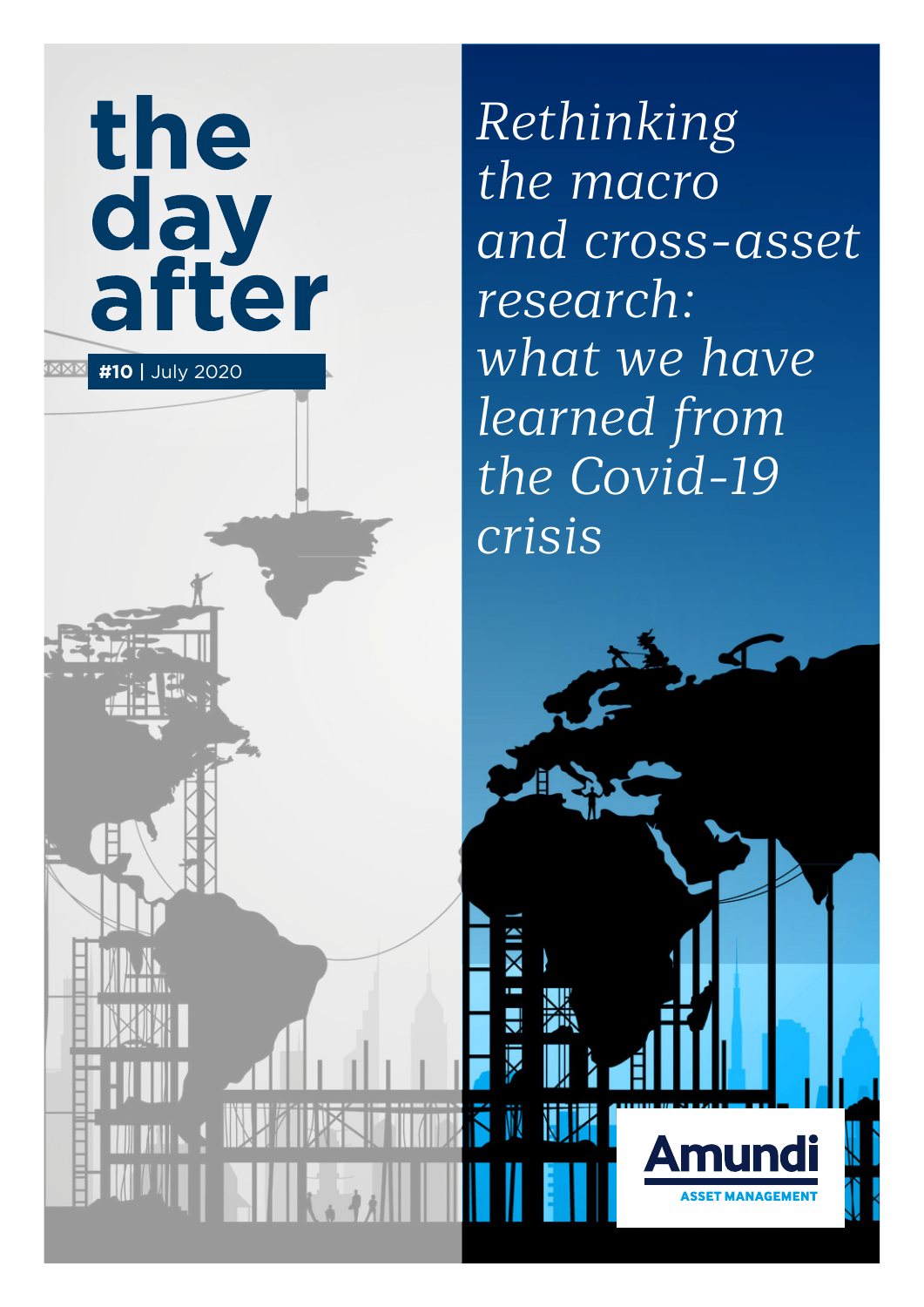# the day after

**#10** | July 2020

*Rethinking the macro and cross-asset research: what we have learned from the Covid-19 crisis*

Amundi

ASSET MANAGEMENT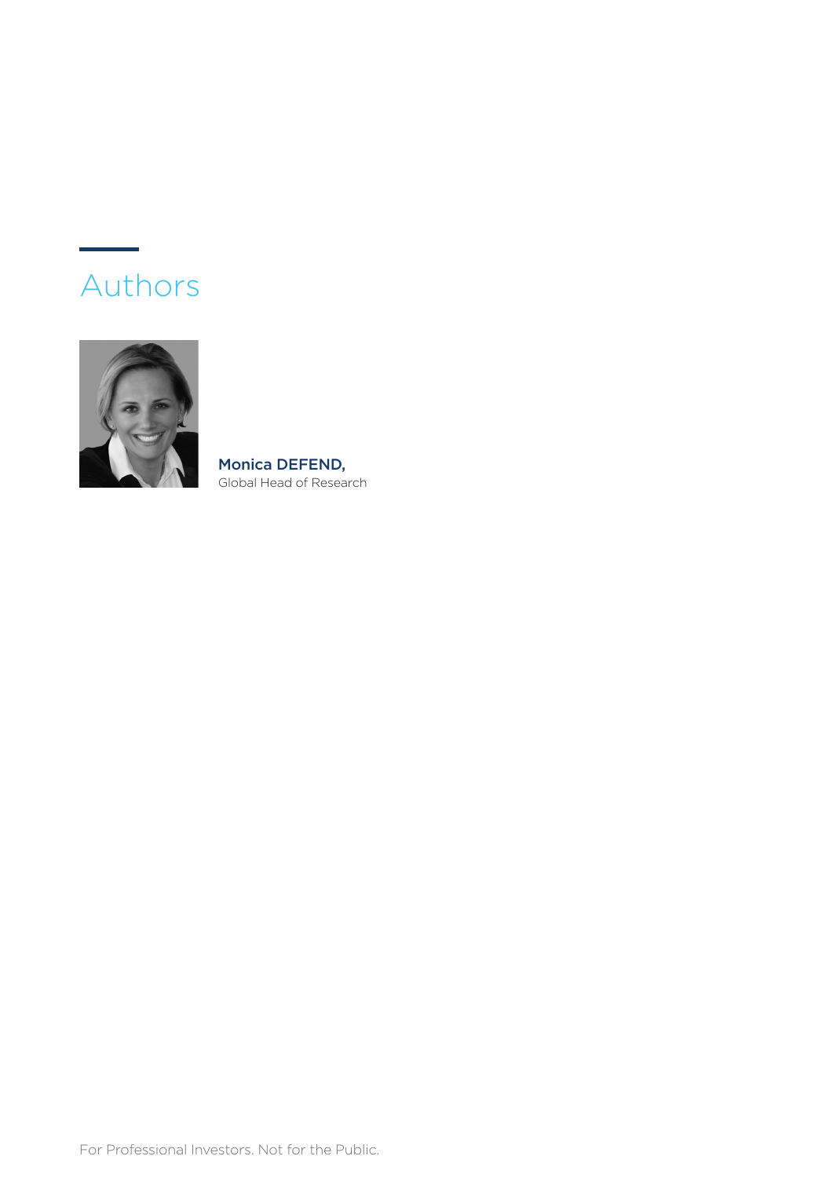# Authors

**Monica DEFEND,**
Global Head of Research

For Professional Investors. Not for the Public.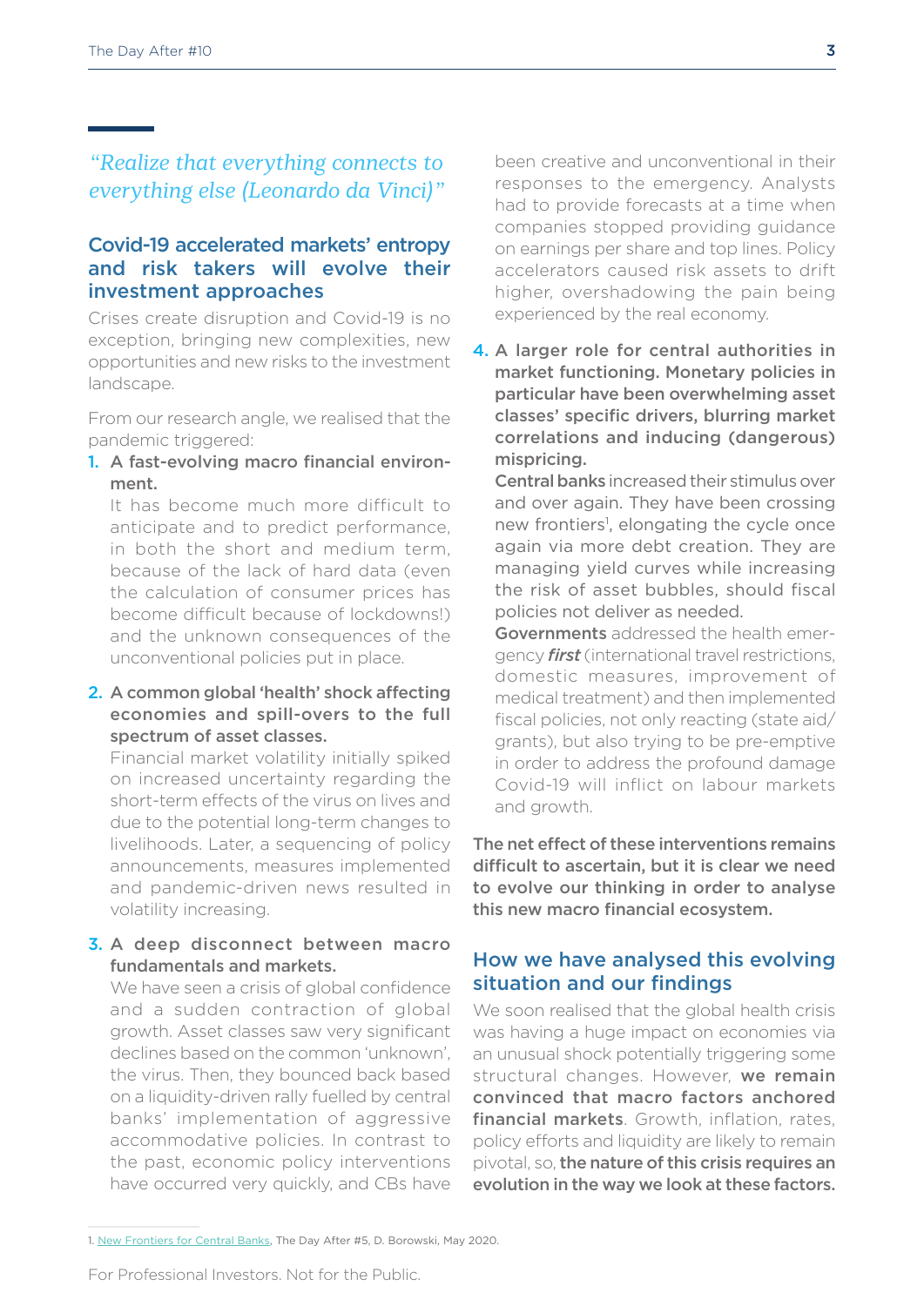*"Realize that everything connects to everything else (Leonardo da Vinci)"*

## Covid-19 accelerated markets' entropy and risk takers will evolve their investment approaches

Crises create disruption and Covid-19 is no exception, bringing new complexities, new opportunities and new risks to the investment landscape.

From our research angle, we realised that the pandemic triggered:

1. **A fast-evolving macro financial environment.**
   It has become much more difficult to anticipate and to predict performance, in both the short and medium term, because of the lack of hard data (even the calculation of consumer prices has become difficult because of lockdowns!) and the unknown consequences of the unconventional policies put in place.

2. **A common global 'health' shock affecting economies and spill-overs to the full spectrum of asset classes.**
   Financial market volatility initially spiked on increased uncertainty regarding the short-term effects of the virus on lives and due to the potential long-term changes to livelihoods. Later, a sequencing of policy announcements, measures implemented and pandemic-driven news resulted in volatility increasing.

3. **A deep disconnect between macro fundamentals and markets.**
   We have seen a crisis of global confidence and a sudden contraction of global growth. Asset classes saw very significant declines based on the common 'unknown', the virus. Then, they bounced back based on a liquidity-driven rally fuelled by central banks' implementation of aggressive accommodative policies. In contrast to the past, economic policy interventions have occurred very quickly, and CBs have been creative and unconventional in their responses to the emergency. Analysts had to provide forecasts at a time when companies stopped providing guidance on earnings per share and top lines. Policy accelerators caused risk assets to drift higher, overshadowing the pain being experienced by the real economy.

4. **A larger role for central authorities in market functioning. Monetary policies in particular have been overwhelming asset classes' specific drivers, blurring market correlations and inducing (dangerous) mispricing.**
   **Central banks** increased their stimulus over and over again. They have been crossing new frontiers[1], elongating the cycle once again via more debt creation. They are managing yield curves while increasing the risk of asset bubbles, should fiscal policies not deliver as needed.
   **Governments** addressed the health emergency ***first*** (international travel restrictions, domestic measures, improvement of medical treatment) and then implemented fiscal policies, not only reacting (state aid/grants), but also trying to be pre-emptive in order to address the profound damage Covid-19 will inflict on labour markets and growth.

**The net effect of these interventions remains difficult to ascertain, but it is clear we need to evolve our thinking in order to analyse this new macro financial ecosystem.**

## How we have analysed this evolving situation and our findings

We soon realised that the global health crisis was having a huge impact on economies via an unusual shock potentially triggering some structural changes. However, **we remain convinced that macro factors anchored financial markets**. Growth, inflation, rates, policy efforts and liquidity are likely to remain pivotal, so, **the nature of this crisis requires an evolution in the way we look at these factors.**

1. New Frontiers for Central Banks, The Day After #5, D. Borowski, May 2020.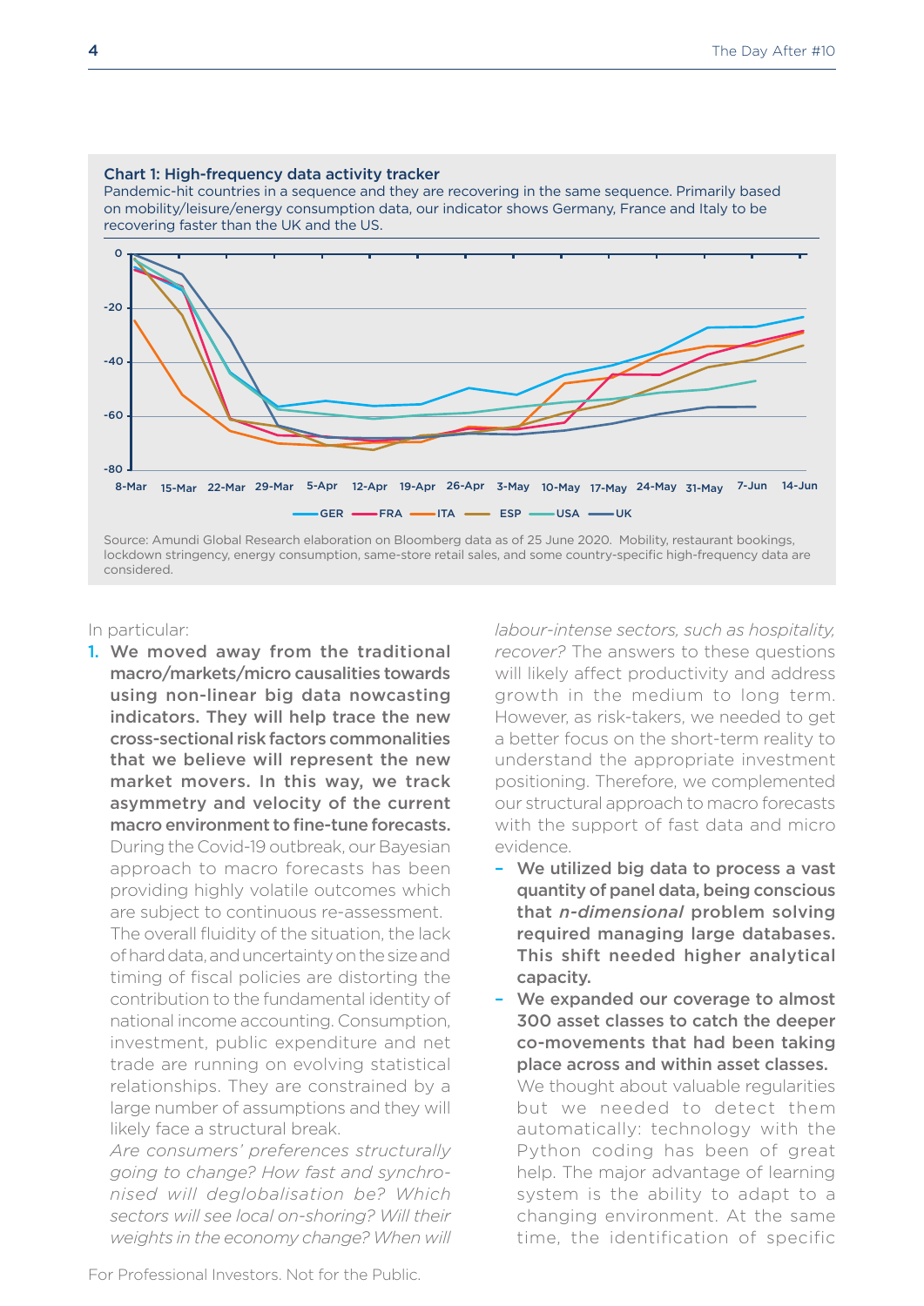**Chart 1: High-frequency data activity tracker**

Pandemic-hit countries in a sequence and they are recovering in the same sequence. Primarily based on mobility/leisure/energy consumption data, our indicator shows Germany, France and Italy to be recovering faster than the UK and the US.

0
-20
-40
-60
-80

8-Mar 15-Mar 22-Mar 29-Mar 5-Apr 12-Apr 19-Apr 26-Apr 3-May 10-May 17-May 24-May 31-May 7-Jun 14-Jun

GER FRA ITA ESP USA UK

Source: Amundi Global Research elaboration on Bloomberg data as of 25 June 2020. Mobility, restaurant bookings, lockdown stringency, energy consumption, same-store retail sales, and some country-specific high-frequency data are considered.

In particular:

1. **We moved away from the traditional macro/markets/micro causalities towards using non-linear big data nowcasting indicators. They will help trace the new cross-sectional risk factors commonalities that we believe will represent the new market movers. In this way, we track asymmetry and velocity of the current macro environment to fine-tune forecasts.** During the Covid-19 outbreak, our Bayesian approach to macro forecasts has been providing highly volatile outcomes which are subject to continuous re-assessment. The overall fluidity of the situation, the lack of hard data, and uncertainty on the size and timing of fiscal policies are distorting the contribution to the fundamental identity of national income accounting. Consumption, investment, public expenditure and net trade are running on evolving statistical relationships. They are constrained by a large number of assumptions and they will likely face a structural break.
   *Are consumers' preferences structurally going to change? How fast and synchronised will deglobalisation be? Which sectors will see local on-shoring? Will their weights in the economy change? When will labour-intense sectors, such as hospitality, recover?* The answers to these questions will likely affect productivity and address growth in the medium to long term. However, as risk-takers, we needed to get a better focus on the short-term reality to understand the appropriate investment positioning. Therefore, we complemented our structural approach to macro forecasts with the support of fast data and micro evidence.
   - **We utilized big data to process a vast quantity of panel data, being conscious that *n-dimensional* problem solving required managing large databases. This shift needed higher analytical capacity.**
   - **We expanded our coverage to almost 300 asset classes to catch the deeper co-movements that had been taking place across and within asset classes.** We thought about valuable regularities but we needed to detect them automatically: technology with the Python coding has been of great help. The major advantage of learning system is the ability to adapt to a changing environment. At the same time, the identification of specific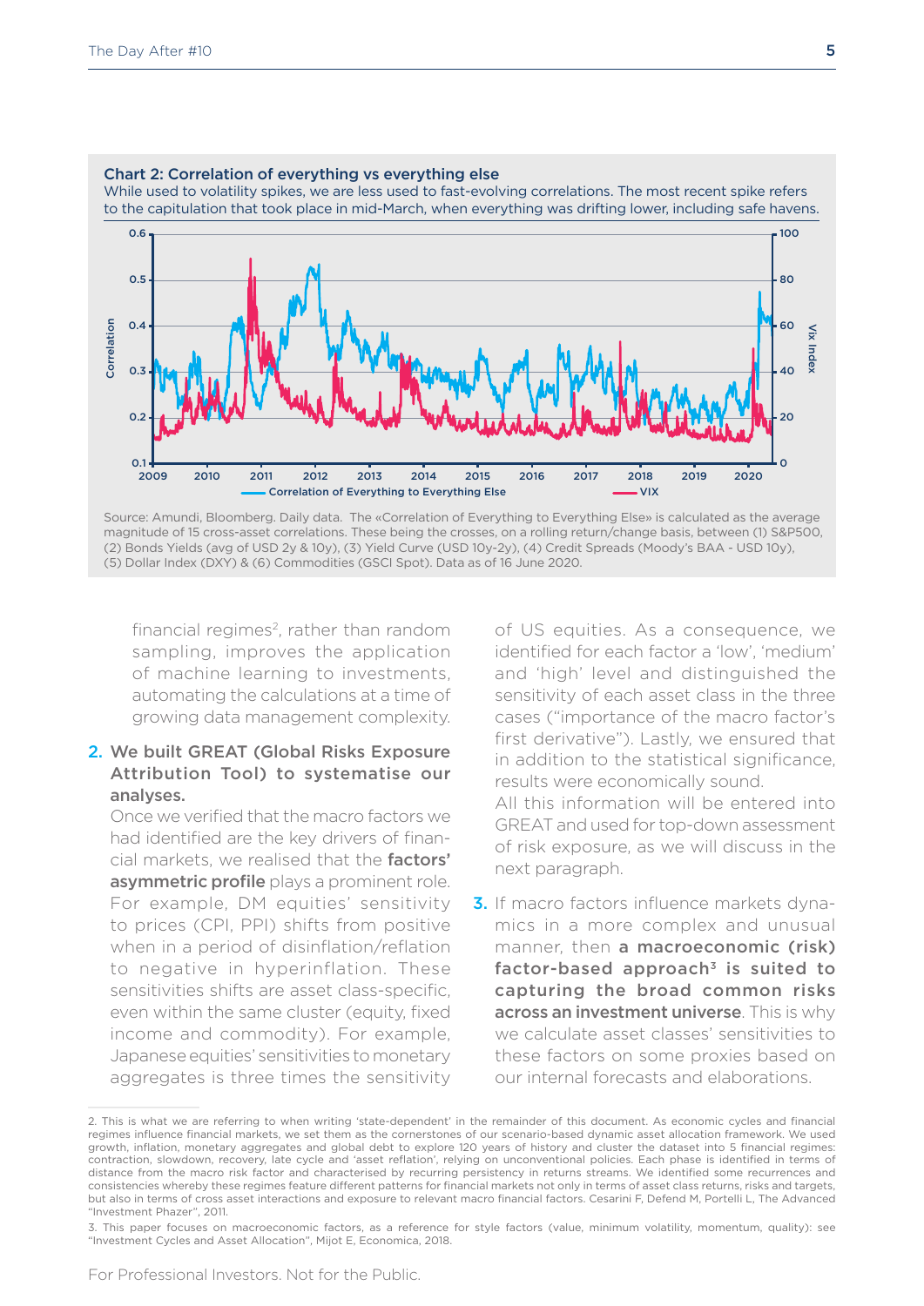**Chart 2: Correlation of everything vs everything else**

While used to volatility spikes, we are less used to fast-evolving correlations. The most recent spike refers to the capitulation that took place in mid-March, when everything was drifting lower, including safe havens.

Correlation
0.6
0.5
0.4
0.3
0.2
0.1

Vix Index
100
80
60
40
20
0

2009 2010 2011 2012 2013 2014 2015 2016 2017 2018 2019 2020

Correlation of Everything to Everything Else
VIX

Source: Amundi, Bloomberg. Daily data. The «Correlation of Everything to Everything Else» is calculated as the average magnitude of 15 cross-asset correlations. These being the crosses, on a rolling return/change basis, between (1) S&P500, (2) Bonds Yields (avg of USD 2y & 10y), (3) Yield Curve (USD 10y-2y), (4) Credit Spreads (Moody's BAA - USD 10y), (5) Dollar Index (DXY) & (6) Commodities (GSCI Spot). Data as of 16 June 2020.

financial regimes[2], rather than random sampling, improves the application of machine learning to investments, automating the calculations at a time of growing data management complexity.

2. **We built GREAT (Global Risks Exposure Attribution Tool) to systematise our analyses.**
   Once we verified that the macro factors we had identified are the key drivers of financial markets, we realised that the **factors' asymmetric profile** plays a prominent role. For example, DM equities' sensitivity to prices (CPI, PPI) shifts from positive when in a period of disinflation/reflation to negative in hyperinflation. These sensitivities shifts are asset class-specific, even within the same cluster (equity, fixed income and commodity). For example, Japanese equities' sensitivities to monetary aggregates is three times the sensitivity of US equities. As a consequence, we identified for each factor a 'low', 'medium' and 'high' level and distinguished the sensitivity of each asset class in the three cases ("importance of the macro factor's first derivative"). Lastly, we ensured that in addition to the statistical significance, results were economically sound.
   All this information will be entered into GREAT and used for top-down assessment of risk exposure, as we will discuss in the next paragraph.

3. If macro factors influence markets dynamics in a more complex and unusual manner, then **a macroeconomic (risk) factor-based approach[3] is suited to capturing the broad common risks across an investment universe**. This is why we calculate asset classes' sensitivities to these factors on some proxies based on our internal forecasts and elaborations.

---

2. This is what we are referring to when writing 'state-dependent' in the remainder of this document. As economic cycles and financial regimes influence financial markets, we set them as the cornerstones of our scenario-based dynamic asset allocation framework. We used growth, inflation, monetary aggregates and global debt to explore 120 years of history and cluster the dataset into 5 financial regimes: contraction, slowdown, recovery, late cycle and 'asset reflation', relying on unconventional policies. Each phase is identified in terms of distance from the macro risk factor and characterised by recurring persistency in returns streams. We identified some recurrences and consistencies whereby these regimes feature different patterns for financial markets not only in terms of asset class returns, risks and targets, but also in terms of cross asset interactions and exposure to relevant macro financial factors. Cesarini F, Defend M, Portelli L, The Advanced "Investment Phazer", 2011.

3. This paper focuses on macroeconomic factors, as a reference for style factors (value, minimum volatility, momentum, quality): see "Investment Cycles and Asset Allocation", Mijot E, Economica, 2018.

For Professional Investors. Not for the Public.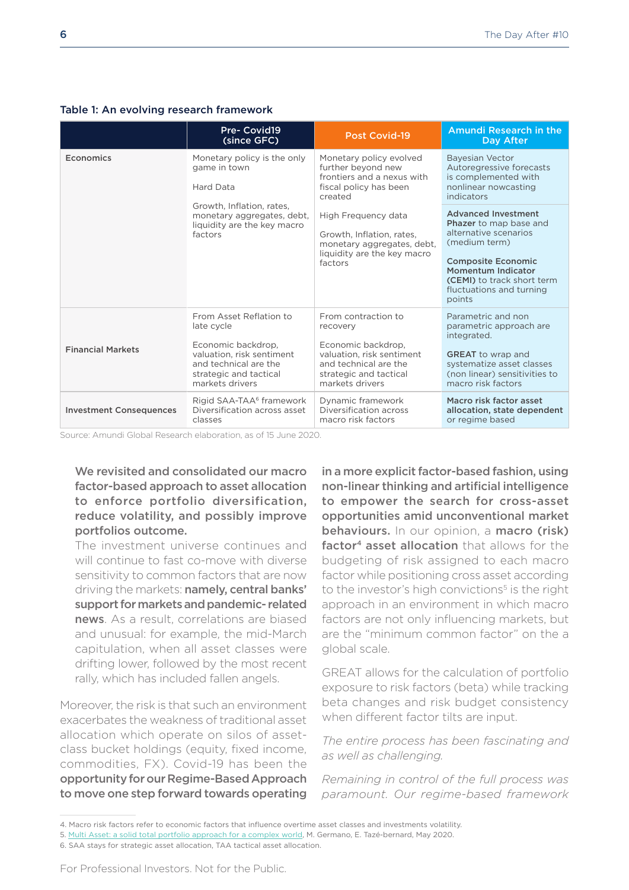**Table 1: An evolving research framework**

| | Pre- Covid19 (since GFC) | Post Covid-19 | Amundi Research in the Day After |
|---|---|---|---|
| Economics | Monetary policy is the only game in town<br><br>Hard Data<br><br>Growth, Inflation, rates, monetary aggregates, debt, liquidity are the key macro factors | Monetary policy evolved further beyond new frontiers and a nexus with fiscal policy has been created<br><br>High Frequency data<br><br>Growth, Inflation, rates, monetary aggregates, debt, liquidity are the key macro factors | Bayesian Vector Autoregressive forecasts is complemented with nonlinear nowcasting indicators<br><br>**Advanced Investment Phazer** to map base and alternative scenarios (medium term)<br><br>**Composite Economic Momentum Indicator (CEMI)** to track short term fluctuations and turning points |
| **Financial Markets** | From Asset Reflation to late cycle<br><br>Economic backdrop, valuation, risk sentiment and technical are the strategic and tactical markets drivers | From contraction to recovery<br><br>Economic backdrop, valuation, risk sentiment and technical are the strategic and tactical markets drivers | Parametric and non parametric approach are integrated.<br><br>**GREAT** to wrap and systematize asset classes (non linear) sensitivities to macro risk factors |
| **Investment Consequences** | Rigid SAA-TAA[6] framework Diversification across asset classes | Dynamic framework Diversification across macro risk factors | **Macro risk factor asset allocation, state dependent** or regime based |

Source: Amundi Global Research elaboration, as of 15 June 2020.

**We revisited and consolidated our macro factor-based approach to asset allocation to enforce portfolio diversification, reduce volatility, and possibly improve portfolios outcome.**

The investment universe continues and will continue to fast co-move with diverse sensitivity to common factors that are now driving the markets: **namely, central banks' support for markets and pandemic- related news**. As a result, correlations are biased and unusual: for example, the mid-March capitulation, when all asset classes were drifting lower, followed by the most recent rally, which has included fallen angels.

Moreover, the risk is that such an environment exacerbates the weakness of traditional asset allocation which operate on silos of asset-class bucket holdings (equity, fixed income, commodities, FX). Covid-19 has been the **opportunity for our Regime-Based Approach to move one step forward towards operating in a more explicit factor-based fashion, using non-linear thinking and artificial intelligence to empower the search for cross-asset opportunities amid unconventional market behaviours.** In our opinion, a **macro (risk) factor[4] asset allocation** that allows for the budgeting of risk assigned to each macro factor while positioning cross asset according to the investor's high convictions[5] is the right approach in an environment in which macro factors are not only influencing markets, but are the "minimum common factor" on the a global scale.

GREAT allows for the calculation of portfolio exposure to risk factors (beta) while tracking beta changes and risk budget consistency when different factor tilts are input.

*The entire process has been fascinating and as well as challenging.*

*Remaining in control of the full process was paramount. Our regime-based framework*

---

4. Macro risk factors refer to economic factors that influence overtime asset classes and investments volatility.
5. Multi Asset: a solid total portfolio approach for a complex world, M. Germano, E. Tazé-bernard, May 2020.
6. SAA stays for strategic asset allocation, TAA tactical asset allocation.

For Professional Investors. Not for the Public.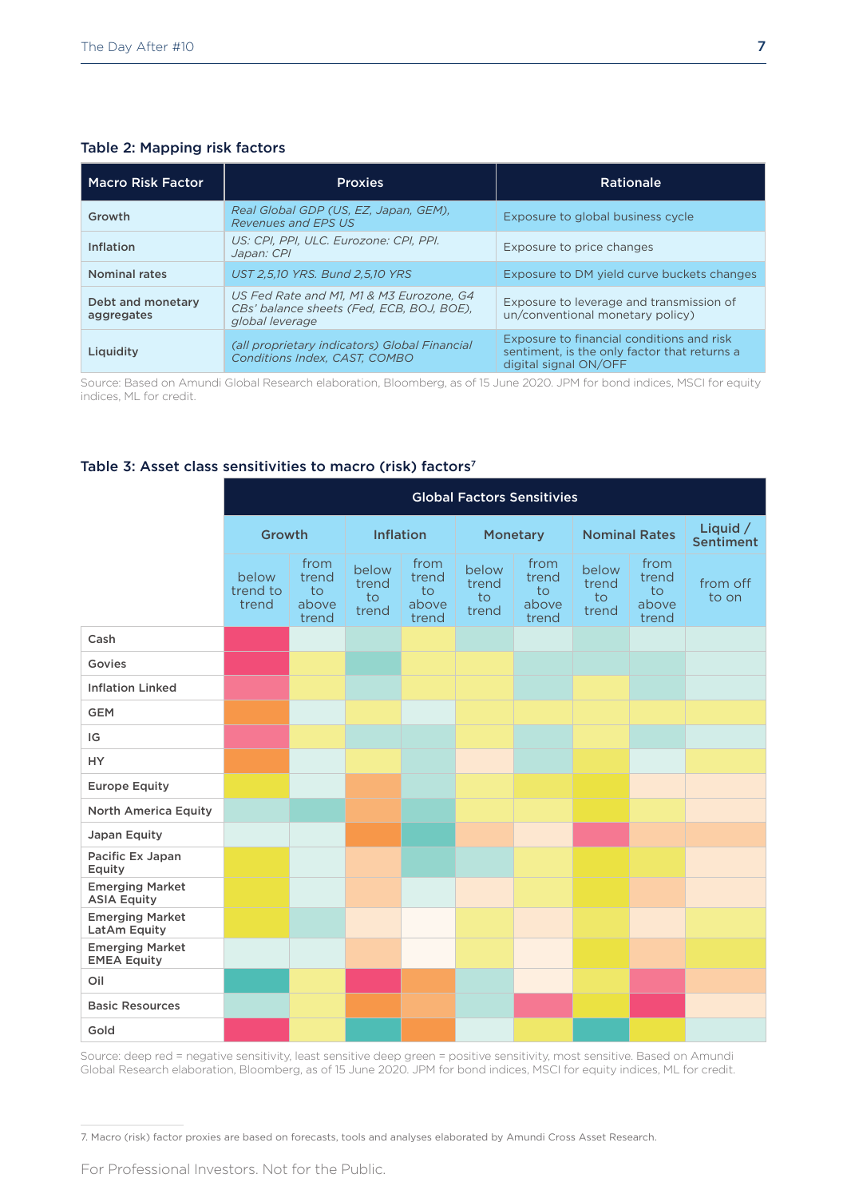### Table 2: Mapping risk factors

| Macro Risk Factor | Proxies | Rationale |
|---|---|---|
| Growth | *Real Global GDP (US, EZ, Japan, GEM), Revenues and EPS US* | Exposure to global business cycle |
| Inflation | *US: CPI, PPI, ULC. Eurozone: CPI, PPI. Japan: CPI* | Exposure to price changes |
| Nominal rates | *UST 2,5,10 YRS. Bund 2,5,10 YRS* | Exposure to DM yield curve buckets changes |
| Debt and monetary aggregates | *US Fed Rate and M1, M1 & M3 Eurozone, G4 CBs' balance sheets (Fed, ECB, BOJ, BOE), global leverage* | Exposure to leverage and transmission of un/conventional monetary policy) |
| Liquidity | *(all proprietary indicators) Global Financial Conditions Index, CAST, COMBO* | Exposure to financial conditions and risk sentiment, is the only factor that returns a digital signal ON/OFF |

Source: Based on Amundi Global Research elaboration, Bloomberg, as of 15 June 2020. JPM for bond indices, MSCI for equity indices, ML for credit.

### Table 3: Asset class sensitivities to macro (risk) factors[7]

| | Global Factors Sensitivities | | | | | | | | |
|---|---|---|---|---|---|---|---|---|---|
| | Growth | | Inflation | | Monetary | | Nominal Rates | | Liquid / Sentiment |
| | below trend to trend | from trend to above trend | below trend to trend | from trend to above trend | below trend to trend | from trend to above trend | below trend to trend | from trend to above trend | from off to on |
| Cash | | | | | | | | | |
| Govies | | | | | | | | | |
| Inflation Linked | | | | | | | | | |
| GEM | | | | | | | | | |
| IG | | | | | | | | | |
| HY | | | | | | | | | |
| Europe Equity | | | | | | | | | |
| North America Equity | | | | | | | | | |
| Japan Equity | | | | | | | | | |
| Pacific Ex Japan Equity | | | | | | | | | |
| Emerging Market ASIA Equity | | | | | | | | | |
| Emerging Market LatAm Equity | | | | | | | | | |
| Emerging Market EMEA Equity | | | | | | | | | |
| Oil | | | | | | | | | |
| Basic Resources | | | | | | | | | |
| Gold | | | | | | | | | |

Source: deep red = negative sensitivity, least sensitive deep green = positive sensitivity, most sensitive. Based on Amundi Global Research elaboration, Bloomberg, as of 15 June 2020. JPM for bond indices, MSCI for equity indices, ML for credit.

7. Macro (risk) factor proxies are based on forecasts, tools and analyses elaborated by Amundi Cross Asset Research.

For Professional Investors. Not for the Public.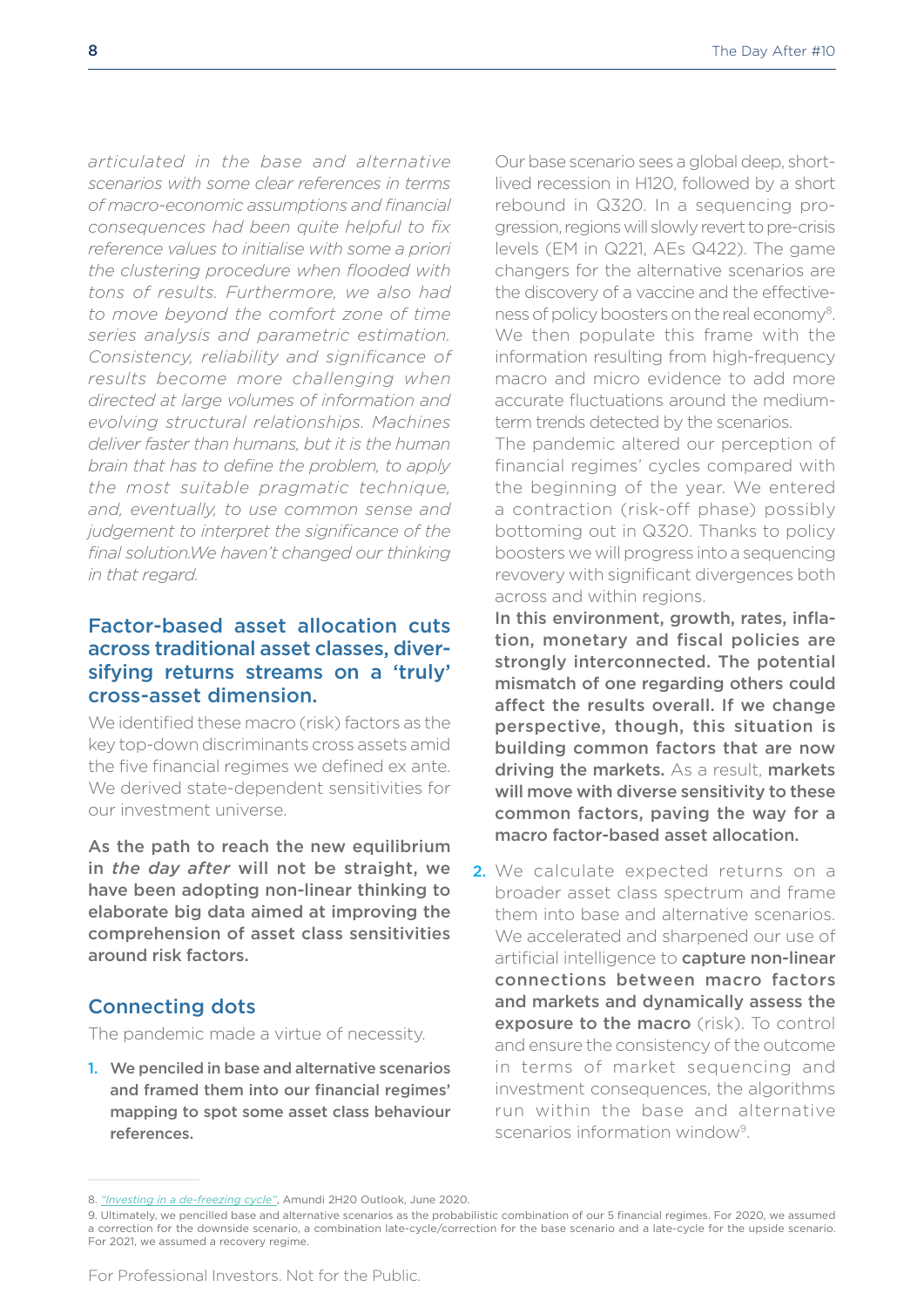*articulated in the base and alternative scenarios with some clear references in terms of macro-economic assumptions and financial consequences had been quite helpful to fix reference values to initialise with some a priori the clustering procedure when flooded with tons of results. Furthermore, we also had to move beyond the comfort zone of time series analysis and parametric estimation. Consistency, reliability and significance of results become more challenging when directed at large volumes of information and evolving structural relationships. Machines deliver faster than humans, but it is the human brain that has to define the problem, to apply the most suitable pragmatic technique, and, eventually, to use common sense and judgement to interpret the significance of the final solution.We haven't changed our thinking in that regard.*

## Factor-based asset allocation cuts across traditional asset classes, diversifying returns streams on a 'truly' cross-asset dimension.

We identified these macro (risk) factors as the key top-down discriminants cross assets amid the five financial regimes we defined ex ante. We derived state-dependent sensitivities for our investment universe.

**As the path to reach the new equilibrium in *the day after* will not be straight, we have been adopting non-linear thinking to elaborate big data aimed at improving the comprehension of asset class sensitivities around risk factors.**

## Connecting dots

The pandemic made a virtue of necessity.

1. **We penciled in base and alternative scenarios and framed them into our financial regimes' mapping to spot some asset class behaviour references.**

Our base scenario sees a global deep, short-lived recession in H120, followed by a short rebound in Q320. In a sequencing progression, regions will slowly revert to pre-crisis levels (EM in Q221, AEs Q422). The game changers for the alternative scenarios are the discovery of a vaccine and the effectiveness of policy boosters on the real economy[8]. We then populate this frame with the information resulting from high-frequency macro and micro evidence to add more accurate fluctuations around the medium-term trends detected by the scenarios.

The pandemic altered our perception of financial regimes' cycles compared with the beginning of the year. We entered a contraction (risk-off phase) possibly bottoming out in Q320. Thanks to policy boosters we will progress into a sequencing revovery with significant divergences both across and within regions.

**In this environment, growth, rates, inflation, monetary and fiscal policies are strongly interconnected. The potential mismatch of one regarding others could affect the results overall. If we change perspective, though, this situation is building common factors that are now driving the markets.** As a result, **markets will move with diverse sensitivity to these common factors, paving the way for a macro factor-based asset allocation.**

2. We calculate expected returns on a broader asset class spectrum and frame them into base and alternative scenarios. We accelerated and sharpened our use of artificial intelligence to **capture non-linear connections between macro factors and markets and dynamically assess the exposure to the macro** (risk). To control and ensure the consistency of the outcome in terms of market sequencing and investment consequences, the algorithms run within the base and alternative scenarios information window[9].

8. *"Investing in a de-freezing cycle"*, Amundi 2H20 Outlook, June 2020.

9. Ultimately, we pencilled base and alternative scenarios as the probabilistic combination of our 5 financial regimes. For 2020, we assumed a correction for the downside scenario, a combination late-cycle/correction for the base scenario and a late-cycle for the upside scenario. For 2021, we assumed a recovery regime.

For Professional Investors. Not for the Public.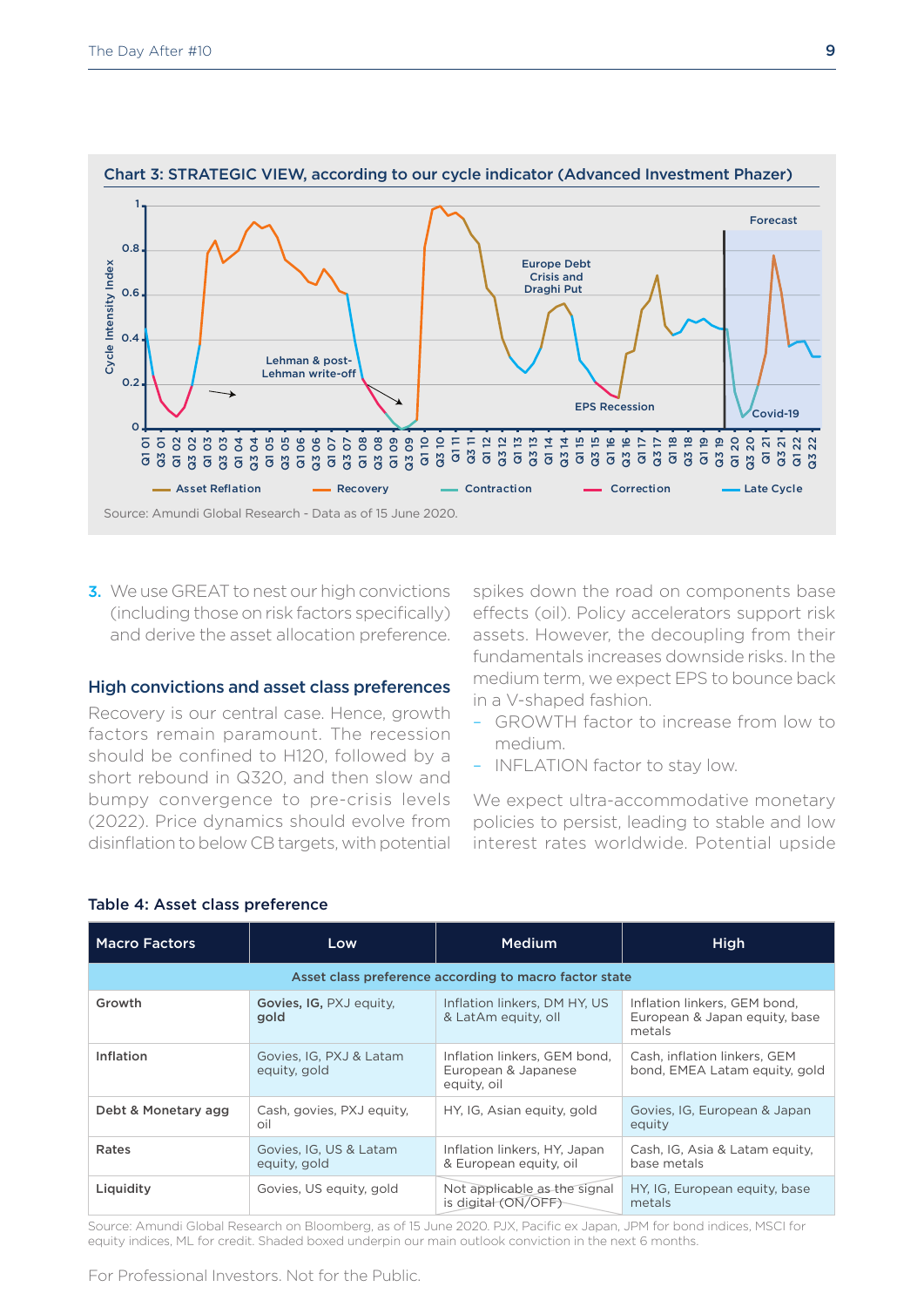**Chart 3: STRATEGIC VIEW, according to our cycle indicator (Advanced Investment Phazer)**

Cycle Intensity Index

1
0.8
0.6
0.4
0.2
0

Forecast

Europe Debt Crisis and Draghi Put

Lehman & post-Lehman write-off

EPS Recession

Covid-19

Q1 01, Q3 01, Q1 02, Q3 02, Q1 03, Q3 03, Q1 04, Q3 04, Q1 05, Q3 05, Q1 06, Q3 06, Q1 07, Q3 07, Q1 08, Q3 08, Q1 09, Q3 09, Q1 10, Q3 10, Q1 11, Q3 11, Q1 12, Q3 12, Q1 13, Q3 13, Q1 14, Q3 14, Q1 15, Q3 15, Q1 16, Q3 16, Q1 17, Q3 17, Q1 18, Q3 18, Q1 19, Q3 19, Q1 20, Q3 20, Q1 21, Q3 21, Q1 22, Q3 22

Asset Reflation — Recovery — Contraction — Correction — Late Cycle

Source: Amundi Global Research - Data as of 15 June 2020.

3. We use GREAT to nest our high convictions (including those on risk factors specifically) and derive the asset allocation preference.

### High convictions and asset class preferences

Recovery is our central case. Hence, growth factors remain paramount. The recession should be confined to H120, followed by a short rebound in Q320, and then slow and bumpy convergence to pre-crisis levels (2022). Price dynamics should evolve from disinflation to below CB targets, with potential spikes down the road on components base effects (oil). Policy accelerators support risk assets. However, the decoupling from their fundamentals increases downside risks. In the medium term, we expect EPS to bounce back in a V-shaped fashion.

- GROWTH factor to increase from low to medium.
- INFLATION factor to stay low.

We expect ultra-accommodative monetary policies to persist, leading to stable and low interest rates worldwide. Potential upside

**Table 4: Asset class preference**

| Macro Factors | Low | Medium | High |
|---|---|---|---|
| Asset class preference according to macro factor state | | | |
| **Growth** | **Govies, IG,** PXJ equity, **gold** | Inflation linkers, DM HY, US & LatAm equity, oil | Inflation linkers, GEM bond, European & Japan equity, base metals |
| **Inflation** | Govies, IG, PXJ & Latam equity, gold | Inflation linkers, GEM bond, European & Japanese equity, oil | Cash, inflation linkers, GEM bond, EMEA Latam equity, gold |
| **Debt & Monetary agg** | Cash, govies, PXJ equity, oil | HY, IG, Asian equity, gold | Govies, IG, European & Japan equity |
| **Rates** | Govies, IG, US & Latam equity, gold | Inflation linkers, HY, Japan & European equity, oil | Cash, IG, Asia & Latam equity, base metals |
| **Liquidity** | Govies, US equity, gold | Not applicable as the signal is digital (ON/OFF) | HY, IG, European equity, base metals |

Source: Amundi Global Research on Bloomberg, as of 15 June 2020. PJX, Pacific ex Japan, JPM for bond indices, MSCI for equity indices, ML for credit. Shaded boxed underpin our main outlook conviction in the next 6 months.

For Professional Investors. Not for the Public.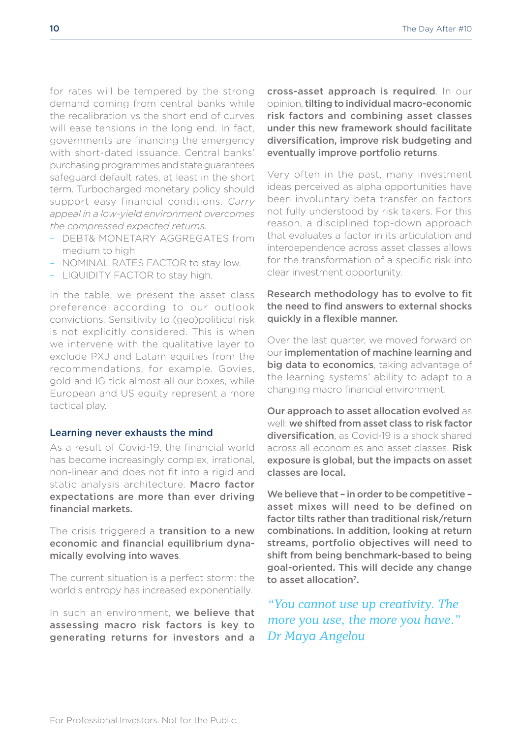for rates will be tempered by the strong demand coming from central banks while the recalibration vs the short end of curves will ease tensions in the long end. In fact, governments are financing the emergency with short-dated issuance. Central banks' purchasing programmes and state guarantees safeguard default rates, at least in the short term. Turbocharged monetary policy should support easy financial conditions. *Carry appeal in a low-yield environment overcomes the compressed expected returns.*

- DEBT& MONETARY AGGREGATES from medium to high
- NOMINAL RATES FACTOR to stay low.
- LIQUIDITY FACTOR to stay high.

In the table, we present the asset class preference according to our outlook convictions. Sensitivity to (geo)political risk is not explicitly considered. This is when we intervene with the qualitative layer to exclude PXJ and Latam equities from the recommendations, for example. Govies, gold and IG tick almost all our boxes, while European and US equity represent a more tactical play.

### Learning never exhausts the mind

As a result of Covid-19, the financial world has become increasingly complex, irrational, non-linear and does not fit into a rigid and static analysis architecture. **Macro factor expectations are more than ever driving financial markets.**

The crisis triggered a **transition to a new economic and financial equilibrium dynamically evolving into waves**.

The current situation is a perfect storm: the world's entropy has increased exponentially.

In such an environment, **we believe that assessing macro risk factors is key to generating returns for investors and a cross-asset approach is required**. In our opinion, **tilting to individual macro-economic risk factors and combining asset classes under this new framework should facilitate diversification, improve risk budgeting and eventually improve portfolio returns**.

Very often in the past, many investment ideas perceived as alpha opportunities have been involuntary beta transfer on factors not fully understood by risk takers. For this reason, a disciplined top-down approach that evaluates a factor in its articulation and interdependence across asset classes allows for the transformation of a specific risk into clear investment opportunity.

**Research methodology has to evolve to fit the need to find answers to external shocks quickly in a flexible manner.**

Over the last quarter, we moved forward on our **implementation of machine learning and big data to economics**, taking advantage of the learning systems' ability to adapt to a changing macro financial environment.

**Our approach to asset allocation evolved** as well: **we shifted from asset class to risk factor diversification**, as Covid-19 is a shock shared across all economies and asset classes. **Risk exposure is global, but the impacts on asset classes are local.**

**We believe that – in order to be competitive – asset mixes will need to be defined on factor tilts rather than traditional risk/return combinations. In addition, looking at return streams, portfolio objectives will need to shift from being benchmark-based to being goal-oriented. This will decide any change to asset allocation[7].**

*"You cannot use up creativity. The more you use, the more you have." Dr Maya Angelou*

For Professional Investors. Not for the Public.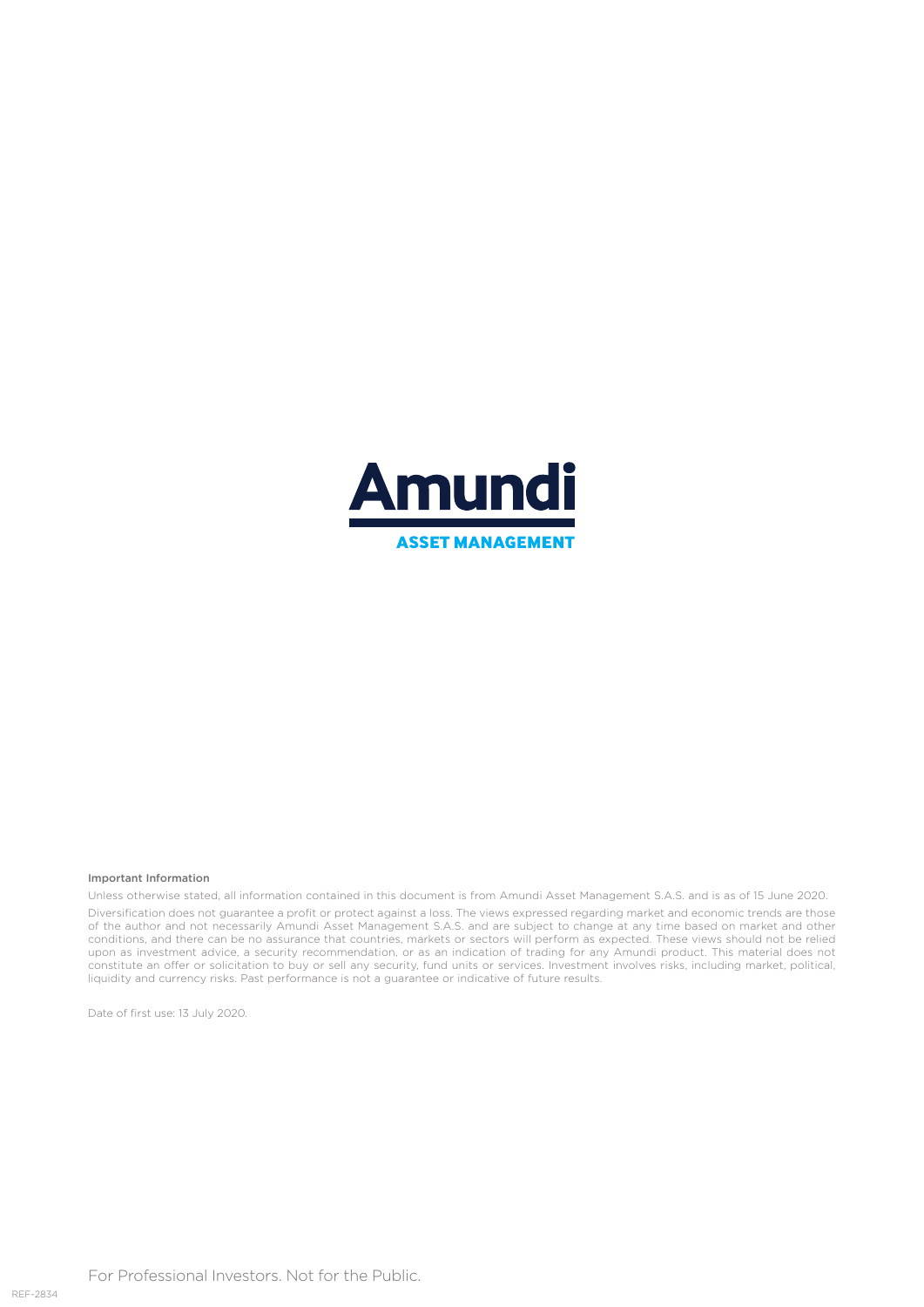Amundi

ASSET MANAGEMENT

**Important Information**

Unless otherwise stated, all information contained in this document is from Amundi Asset Management S.A.S. and is as of 15 June 2020.

Diversification does not guarantee a profit or protect against a loss. The views expressed regarding market and economic trends are those of the author and not necessarily Amundi Asset Management S.A.S. and are subject to change at any time based on market and other conditions, and there can be no assurance that countries, markets or sectors will perform as expected. These views should not be relied upon as investment advice, a security recommendation, or as an indication of trading for any Amundi product. This material does not constitute an offer or solicitation to buy or sell any security, fund units or services. Investment involves risks, including market, political, liquidity and currency risks. Past performance is not a guarantee or indicative of future results.

Date of first use: 13 July 2020.

For Professional Investors. Not for the Public.

REF-2834